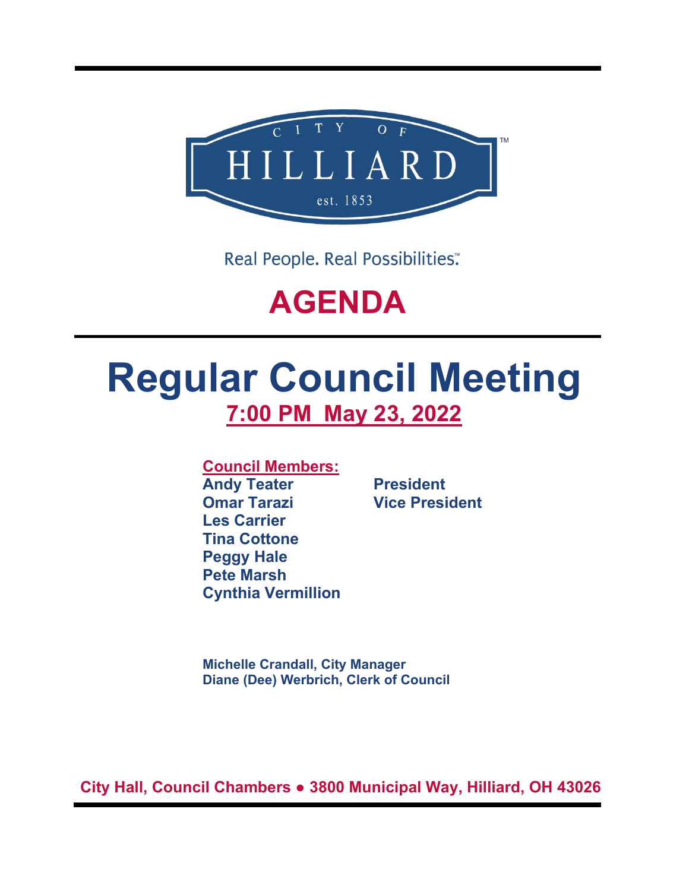CITY OF HILLIARD

est. 1853

Real People. Real Possibilities.™

# AGENDA

# Regular Council Meeting

## 7:00 PM May 23, 2022

**Council Members:**

| | |
|---|---|
| **Andy Teater** | **President** |
| **Omar Tarazi** | **Vice President** |
| **Les Carrier** | |
| **Tina Cottone** | |
| **Peggy Hale** | |
| **Pete Marsh** | |
| **Cynthia Vermillion** | |

**Michelle Crandall, City Manager**
**Diane (Dee) Werbrich, Clerk of Council**

**City Hall, Council Chambers ● 3800 Municipal Way, Hilliard, OH 43026**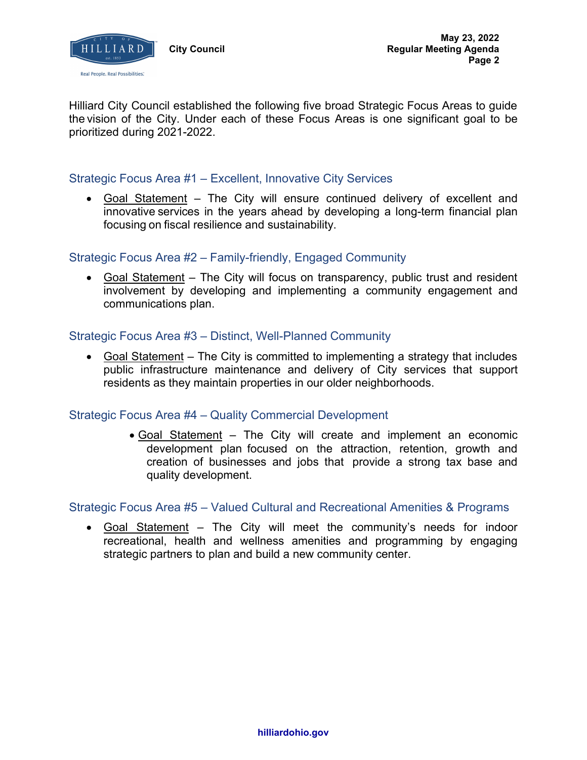Hilliard City Council established the following five broad Strategic Focus Areas to guide the vision of the City. Under each of these Focus Areas is one significant goal to be prioritized during 2021-2022.

## Strategic Focus Area #1 – Excellent, Innovative City Services

- <u>Goal Statement</u> – The City will ensure continued delivery of excellent and innovative services in the years ahead by developing a long-term financial plan focusing on fiscal resilience and sustainability.

## Strategic Focus Area #2 – Family-friendly, Engaged Community

- <u>Goal Statement</u> – The City will focus on transparency, public trust and resident involvement by developing and implementing a community engagement and communications plan.

## Strategic Focus Area #3 – Distinct, Well-Planned Community

- <u>Goal Statement</u> – The City is committed to implementing a strategy that includes public infrastructure maintenance and delivery of City services that support residents as they maintain properties in our older neighborhoods.

## Strategic Focus Area #4 – Quality Commercial Development

- <u>Goal Statement</u> – The City will create and implement an economic development plan focused on the attraction, retention, growth and creation of businesses and jobs that provide a strong tax base and quality development.

## Strategic Focus Area #5 – Valued Cultural and Recreational Amenities & Programs

- <u>Goal Statement</u> – The City will meet the community's needs for indoor recreational, health and wellness amenities and programming by engaging strategic partners to plan and build a new community center.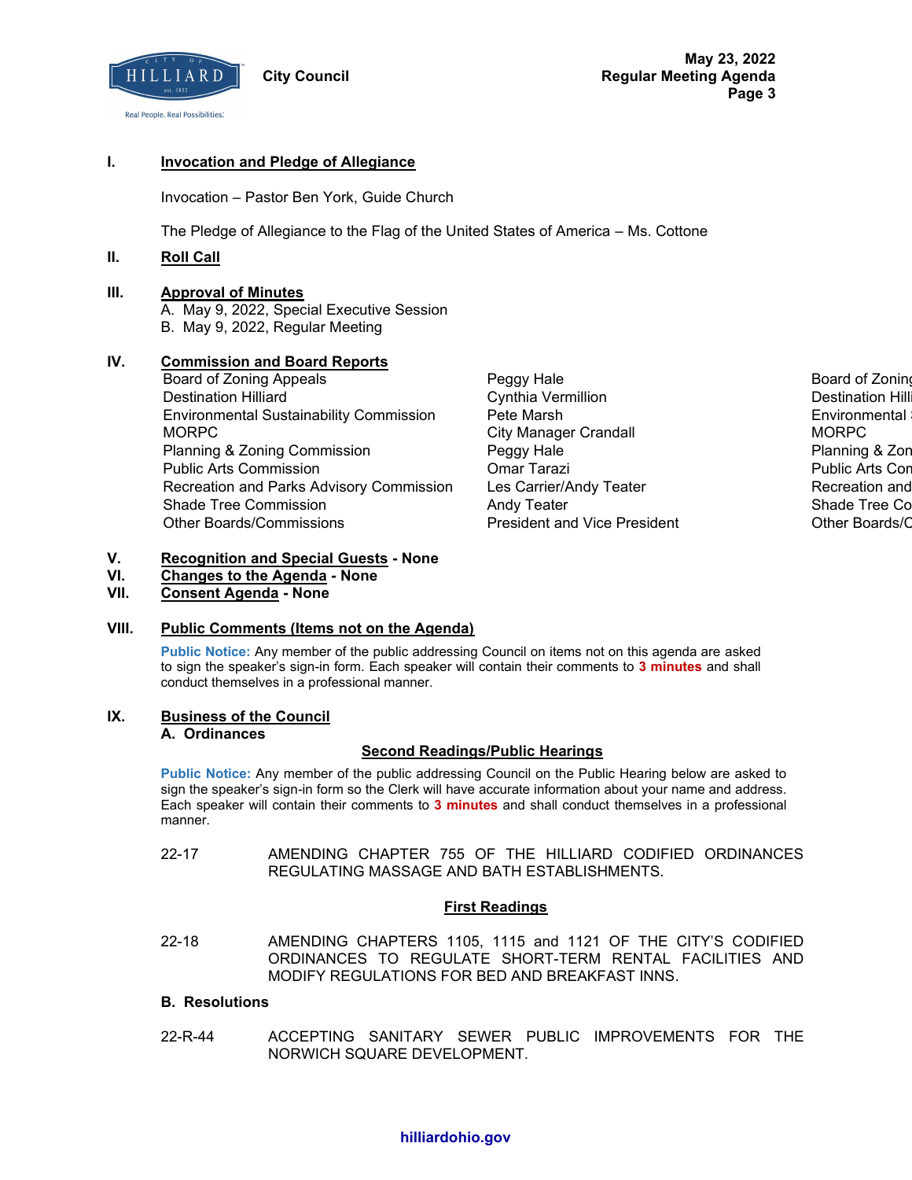**City Council** — **May 23, 2022 Regular Meeting Agenda**

## I. Invocation and Pledge of Allegiance

Invocation – Pastor Ben York, Guide Church

The Pledge of Allegiance to the Flag of the United States of America – Ms. Cottone

## II. Roll Call

## III. Approval of Minutes

A. May 9, 2022, Special Executive Session
B. May 9, 2022, Regular Meeting

## IV. Commission and Board Reports

| Commission/Board | Reporter |
|---|---|
| Board of Zoning Appeals | Peggy Hale |
| Destination Hilliard | Cynthia Vermillion |
| Environmental Sustainability Commission | Pete Marsh |
| MORPC | City Manager Crandall |
| Planning & Zoning Commission | Peggy Hale |
| Public Arts Commission | Omar Tarazi |
| Recreation and Parks Advisory Commission | Les Carrier/Andy Teater |
| Shade Tree Commission | Andy Teater |
| Other Boards/Commissions | President and Vice President |

## V. Recognition and Special Guests - None

## VI. Changes to the Agenda - None

## VII. Consent Agenda - None

## VIII. Public Comments (Items not on the Agenda)

**Public Notice:** Any member of the public addressing Council on items not on this agenda are asked to sign the speaker's sign-in form. Each speaker will contain their comments to **3 minutes** and shall conduct themselves in a professional manner.

## IX. Business of the Council

### A. Ordinances

**Second Readings/Public Hearings**

**Public Notice:** Any member of the public addressing Council on the Public Hearing below are asked to sign the speaker's sign-in form so the Clerk will have accurate information about your name and address. Each speaker will contain their comments to **3 minutes** and shall conduct themselves in a professional manner.

22-17 AMENDING CHAPTER 755 OF THE HILLIARD CODIFIED ORDINANCES REGULATING MASSAGE AND BATH ESTABLISHMENTS.

**First Readings**

22-18 AMENDING CHAPTERS 1105, 1115 and 1121 OF THE CITY'S CODIFIED ORDINANCES TO REGULATE SHORT-TERM RENTAL FACILITIES AND MODIFY REGULATIONS FOR BED AND BREAKFAST INNS.

### B. Resolutions

22-R-44 ACCEPTING SANITARY SEWER PUBLIC IMPROVEMENTS FOR THE NORWICH SQUARE DEVELOPMENT.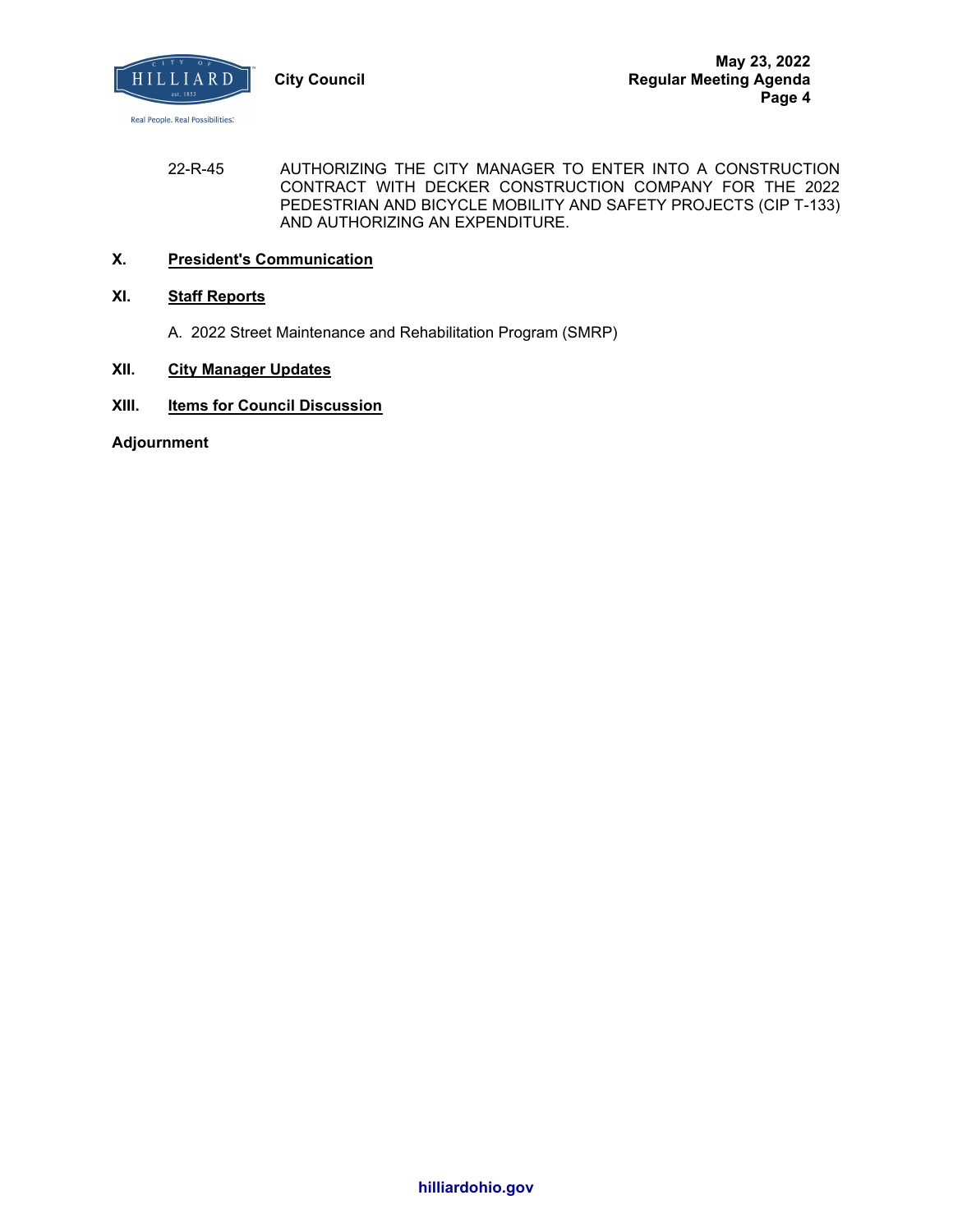22-R-45 AUTHORIZING THE CITY MANAGER TO ENTER INTO A CONSTRUCTION CONTRACT WITH DECKER CONSTRUCTION COMPANY FOR THE 2022 PEDESTRIAN AND BICYCLE MOBILITY AND SAFETY PROJECTS (CIP T-133) AND AUTHORIZING AN EXPENDITURE.

## X. President's Communication

## XI. Staff Reports

A. 2022 Street Maintenance and Rehabilitation Program (SMRP)

## XII. City Manager Updates

## XIII. Items for Council Discussion

## Adjournment